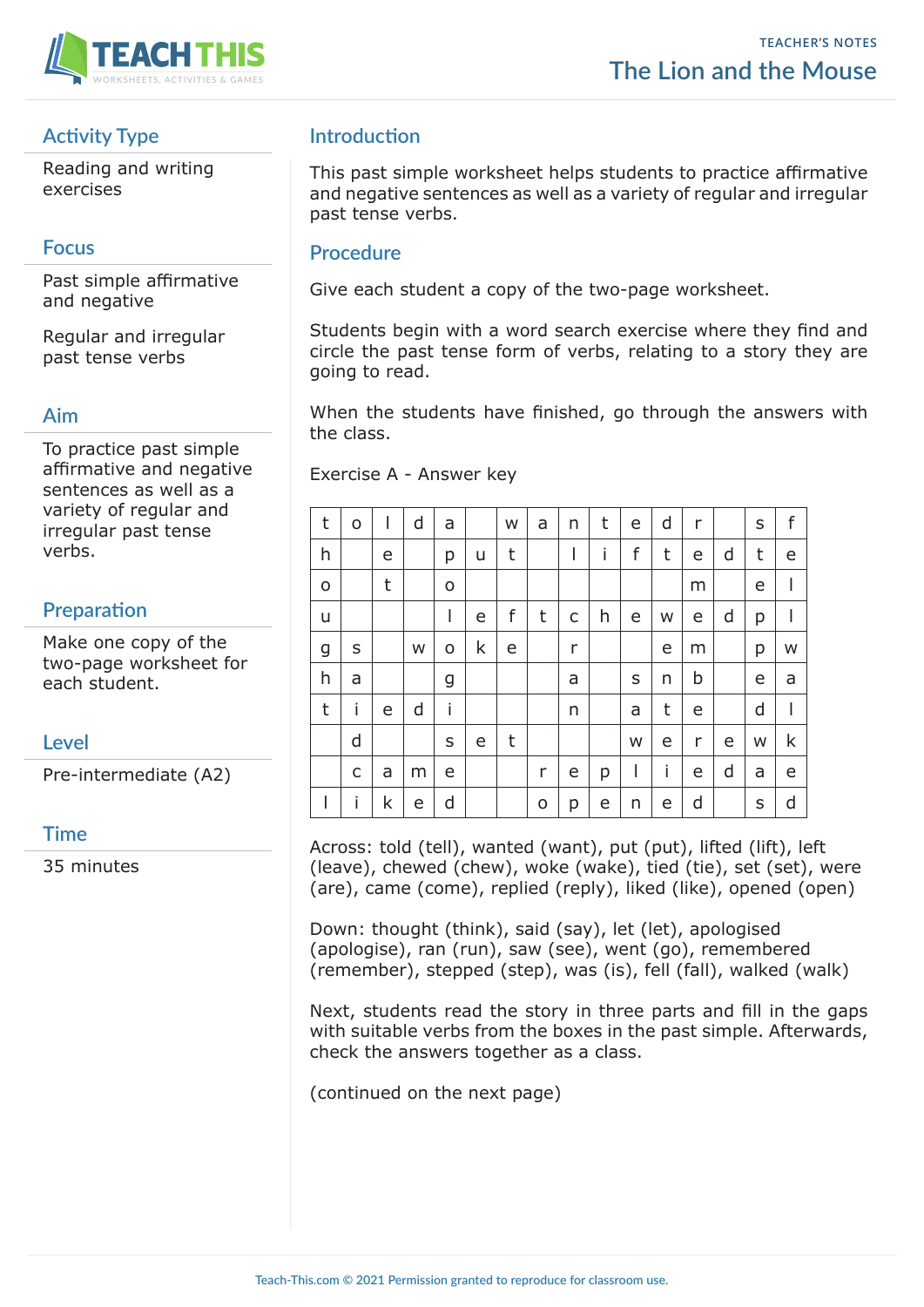TEACHER'S NOTES

# The Lion and the Mouse

## Activity Type

Reading and writing exercises

## Focus

Past simple affirmative and negative

Regular and irregular past tense verbs

## Aim

To practice past simple affirmative and negative sentences as well as a variety of regular and irregular past tense verbs.

## Preparation

Make one copy of the two-page worksheet for each student.

## Level

Pre-intermediate (A2)

## Time

35 minutes

## Introduction

This past simple worksheet helps students to practice affirmative and negative sentences as well as a variety of regular and irregular past tense verbs.

## Procedure

Give each student a copy of the two-page worksheet.

Students begin with a word search exercise where they find and circle the past tense form of verbs, relating to a story they are going to read.

When the students have finished, go through the answers with the class.

Exercise A - Answer key

| | | | | | | | | | | | | | | | |
|---|---|---|---|---|---|---|---|---|---|---|---|---|---|---|---|
| t | o | l | d | a | | w | a | n | t | e | d | r | | s | f |
| h | | e | | p | u | t | | l | i | f | t | e | d | t | e |
| o | | t | | o | | | | | | | | m | | e | l |
| u | | | | l | e | f | t | c | h | e | w | e | d | p | l |
| g | s | | w | o | k | e | | r | | | e | m | | p | w |
| h | a | | | g | | | | a | | s | n | b | | e | a |
| t | i | e | d | i | | | | n | | a | t | e | | d | l |
| | d | | | s | e | t | | | | w | e | r | e | w | k |
| | c | a | m | e | | | r | e | p | l | i | e | d | a | e |
| l | i | k | e | d | | | o | p | e | n | e | d | | s | d |

Across: told (tell), wanted (want), put (put), lifted (lift), left (leave), chewed (chew), woke (wake), tied (tie), set (set), were (are), came (come), replied (reply), liked (like), opened (open)

Down: thought (think), said (say), let (let), apologised (apologise), ran (run), saw (see), went (go), remembered (remember), stepped (step), was (is), fell (fall), walked (walk)

Next, students read the story in three parts and fill in the gaps with suitable verbs from the boxes in the past simple. Afterwards, check the answers together as a class.

(continued on the next page)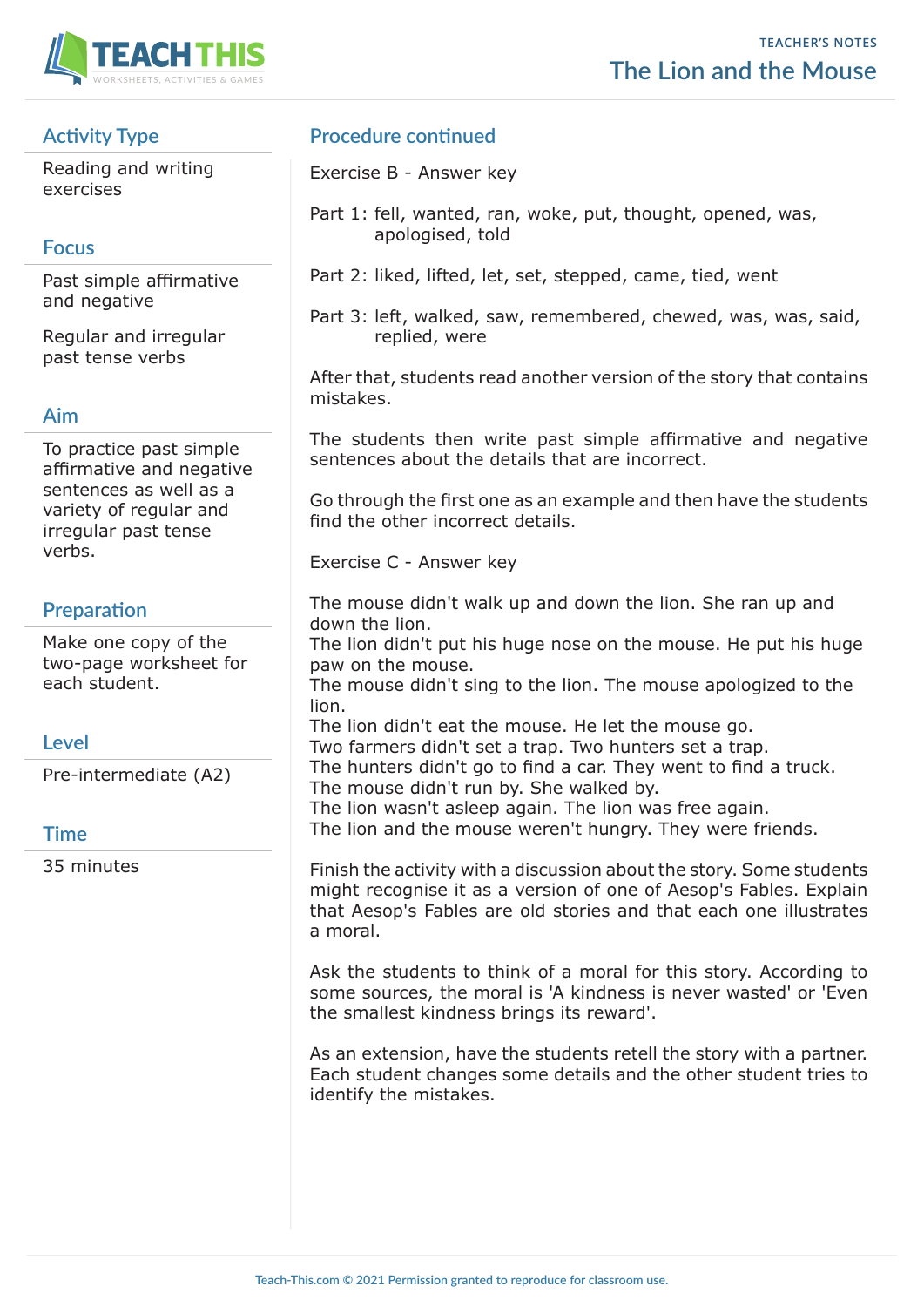# The Lion and the Mouse

TEACHER'S NOTES

## Activity Type

Reading and writing exercises

## Focus

Past simple affirmative and negative

Regular and irregular past tense verbs

## Aim

To practice past simple affirmative and negative sentences as well as a variety of regular and irregular past tense verbs.

## Preparation

Make one copy of the two-page worksheet for each student.

## Level

Pre-intermediate (A2)

## Time

35 minutes

## Procedure continued

Exercise B - Answer key

Part 1: fell, wanted, ran, woke, put, thought, opened, was, apologised, told

Part 2: liked, lifted, let, set, stepped, came, tied, went

Part 3: left, walked, saw, remembered, chewed, was, was, said, replied, were

After that, students read another version of the story that contains mistakes.

The students then write past simple affirmative and negative sentences about the details that are incorrect.

Go through the first one as an example and then have the students find the other incorrect details.

Exercise C - Answer key

The mouse didn't walk up and down the lion. She ran up and down the lion.
The lion didn't put his huge nose on the mouse. He put his huge paw on the mouse.
The mouse didn't sing to the lion. The mouse apologized to the lion.
The lion didn't eat the mouse. He let the mouse go.
Two farmers didn't set a trap. Two hunters set a trap.
The hunters didn't go to find a car. They went to find a truck.
The mouse didn't run by. She walked by.
The lion wasn't asleep again. The lion was free again.
The lion and the mouse weren't hungry. They were friends.

Finish the activity with a discussion about the story. Some students might recognise it as a version of one of Aesop's Fables. Explain that Aesop's Fables are old stories and that each one illustrates a moral.

Ask the students to think of a moral for this story. According to some sources, the moral is 'A kindness is never wasted' or 'Even the smallest kindness brings its reward'.

As an extension, have the students retell the story with a partner. Each student changes some details and the other student tries to identify the mistakes.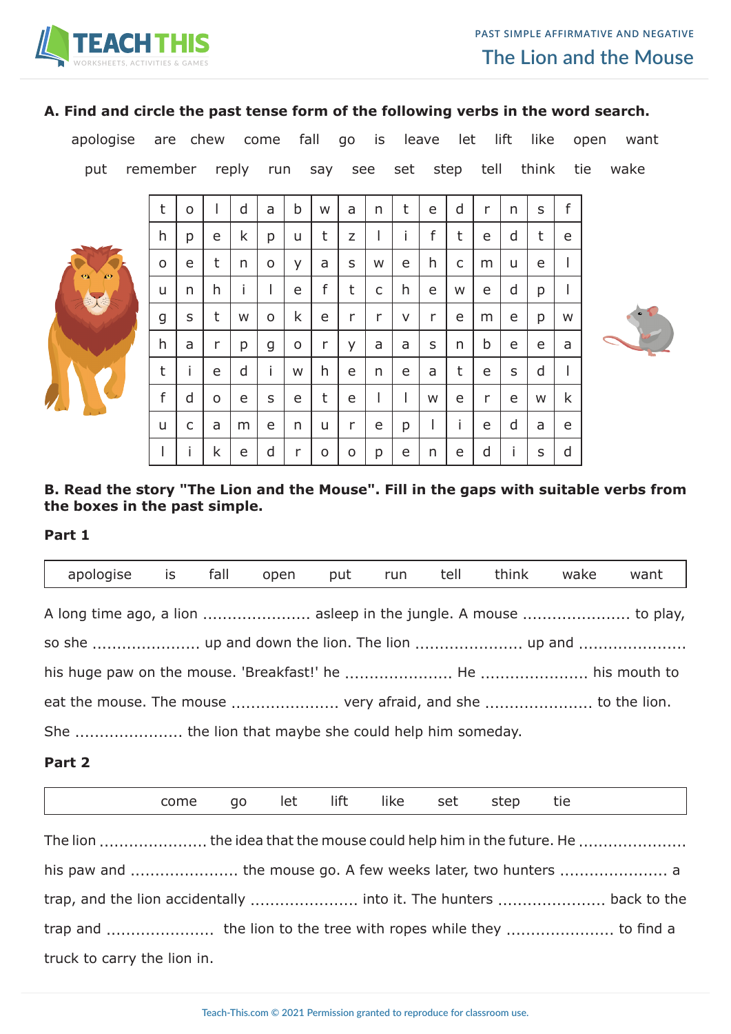PAST SIMPLE AFFIRMATIVE AND NEGATIVE

# The Lion and the Mouse

**A. Find and circle the past tense form of the following verbs in the word search.**

apologise are chew come fall go is leave let lift like open want

put remember reply run say see set step tell think tie wake

| | | | | | | | | | | | | | | | |
|---|---|---|---|---|---|---|---|---|---|---|---|---|---|---|---|
| t | o | l | d | a | b | w | a | n | t | e | d | r | n | s | f |
| h | p | e | k | p | u | t | z | l | i | f | t | e | d | t | e |
| o | e | t | n | o | y | a | s | w | e | h | c | m | u | e | l |
| u | n | h | i | l | e | f | t | c | h | e | w | e | d | p | l |
| g | s | t | w | o | k | e | r | r | v | r | e | m | e | p | w |
| h | a | r | p | g | o | r | y | a | a | s | n | b | e | e | a |
| t | i | e | d | i | w | h | e | n | e | a | t | e | s | d | l |
| f | d | o | e | s | e | t | e | l | l | w | e | r | e | w | k |
| u | c | a | m | e | n | u | r | e | p | l | i | e | d | a | e |
| l | i | k | e | d | r | o | o | p | e | n | e | d | i | s | d |

**B. Read the story "The Lion and the Mouse". Fill in the gaps with suitable verbs from the boxes in the past simple.**

**Part 1**

| apologise | is | fall | open | put | run | tell | think | wake | want |
|---|---|---|---|---|---|---|---|---|---|

A long time ago, a lion ...................... asleep in the jungle. A mouse ...................... to play, so she ...................... up and down the lion. The lion ...................... up and ...................... his huge paw on the mouse. 'Breakfast!' he ...................... He ...................... his mouth to eat the mouse. The mouse ...................... very afraid, and she ...................... to the lion. She ...................... the lion that maybe she could help him someday.

**Part 2**

| come | go | let | lift | like | set | step | tie |
|---|---|---|---|---|---|---|---|

The lion ...................... the idea that the mouse could help him in the future. He ...................... his paw and ...................... the mouse go. A few weeks later, two hunters ...................... a trap, and the lion accidentally ...................... into it. The hunters ...................... back to the trap and ...................... the lion to the tree with ropes while they ...................... to find a truck to carry the lion in.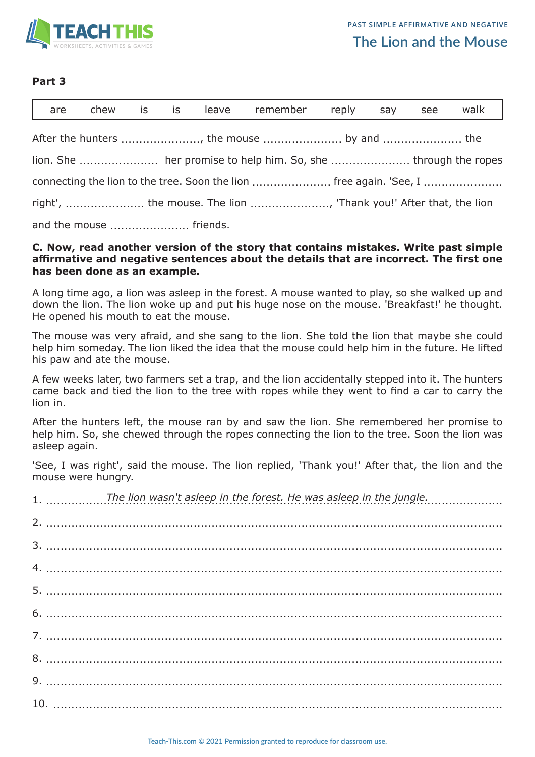## Part 3

| | | | | | | | | | |
|---|---|---|---|---|---|---|---|---|---|
| are | chew | is | is | leave | remember | reply | say | see | walk |

After the hunters ......................, the mouse ...................... by and ...................... the lion. She ...................... her promise to help him. So, she ...................... through the ropes connecting the lion to the tree. Soon the lion ...................... free again. 'See, I ...................... right', ...................... the mouse. The lion ......................, 'Thank you!' After that, the lion and the mouse ...................... friends.

**C. Now, read another version of the story that contains mistakes. Write past simple affirmative and negative sentences about the details that are incorrect. The first one has been done as an example.**

A long time ago, a lion was asleep in the forest. A mouse wanted to play, so she walked up and down the lion. The lion woke up and put his huge nose on the mouse. 'Breakfast!' he thought. He opened his mouth to eat the mouse.

The mouse was very afraid, and she sang to the lion. She told the lion that maybe she could help him someday. The lion liked the idea that the mouse could help him in the future. He lifted his paw and ate the mouse.

A few weeks later, two farmers set a trap, and the lion accidentally stepped into it. The hunters came back and tied the lion to the tree with ropes while they went to find a car to carry the lion in.

After the hunters left, the mouse ran by and saw the lion. She remembered her promise to help him. So, she chewed through the ropes connecting the lion to the tree. Soon the lion was asleep again.

'See, I was right', said the mouse. The lion replied, 'Thank you!' After that, the lion and the mouse were hungry.

1. *The lion wasn't asleep in the forest. He was asleep in the jungle.*
2. ..................................................................................................................
3. ..................................................................................................................
4. ..................................................................................................................
5. ..................................................................................................................
6. ..................................................................................................................
7. ..................................................................................................................
8. ..................................................................................................................
9. ..................................................................................................................
10. ..................................................................................................................